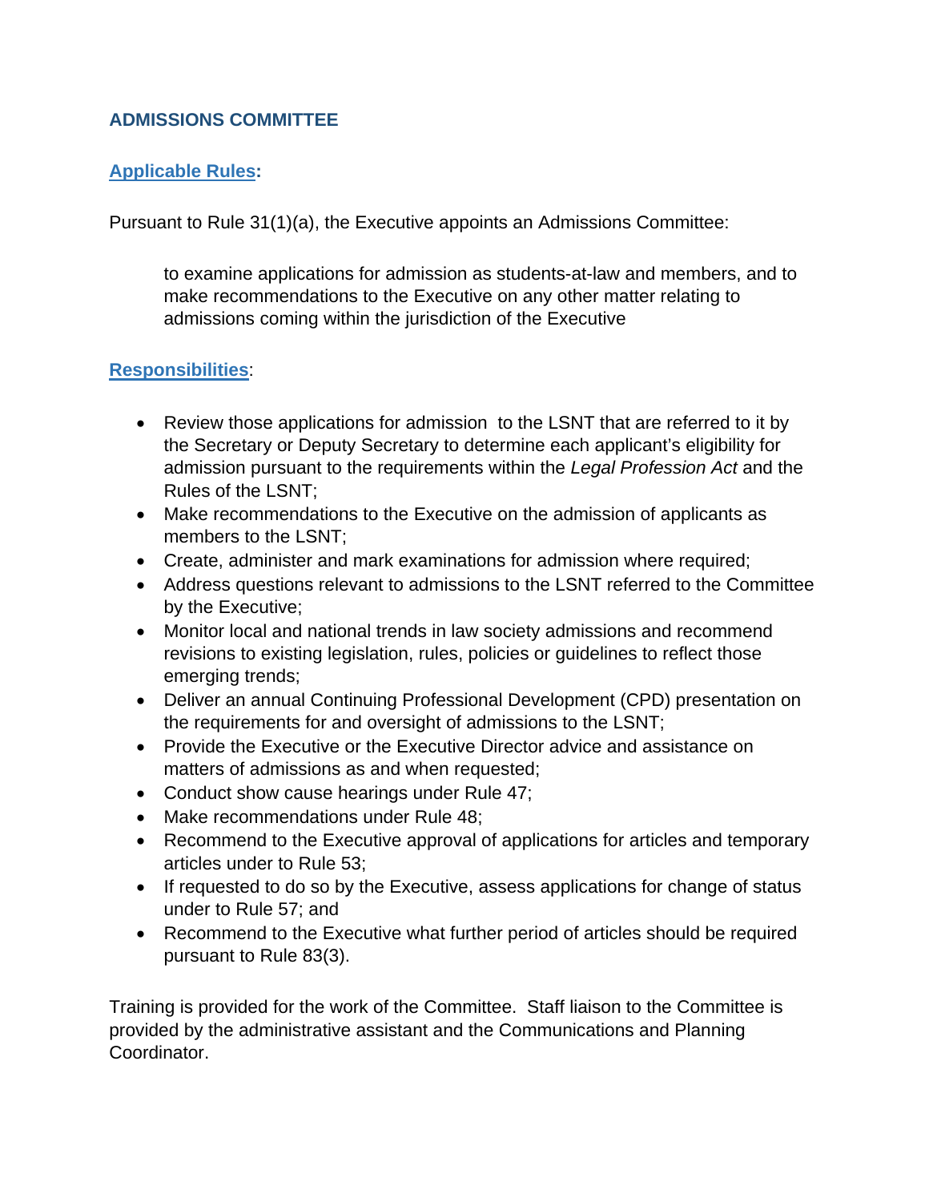## ADMISSIONS COMMITTEE

### Applicable Rules:

Pursuant to Rule 31(1)(a), the Executive appoints an Admissions Committee:

> to examine applications for admission as students-at-law and members, and to make recommendations to the Executive on any other matter relating to admissions coming within the jurisdiction of the Executive

### Responsibilities:

- Review those applications for admission to the LSNT that are referred to it by the Secretary or Deputy Secretary to determine each applicant's eligibility for admission pursuant to the requirements within the *Legal Profession Act* and the Rules of the LSNT;
- Make recommendations to the Executive on the admission of applicants as members to the LSNT;
- Create, administer and mark examinations for admission where required;
- Address questions relevant to admissions to the LSNT referred to the Committee by the Executive;
- Monitor local and national trends in law society admissions and recommend revisions to existing legislation, rules, policies or guidelines to reflect those emerging trends;
- Deliver an annual Continuing Professional Development (CPD) presentation on the requirements for and oversight of admissions to the LSNT;
- Provide the Executive or the Executive Director advice and assistance on matters of admissions as and when requested;
- Conduct show cause hearings under Rule 47;
- Make recommendations under Rule 48;
- Recommend to the Executive approval of applications for articles and temporary articles under to Rule 53;
- If requested to do so by the Executive, assess applications for change of status under to Rule 57; and
- Recommend to the Executive what further period of articles should be required pursuant to Rule 83(3).

Training is provided for the work of the Committee. Staff liaison to the Committee is provided by the administrative assistant and the Communications and Planning Coordinator.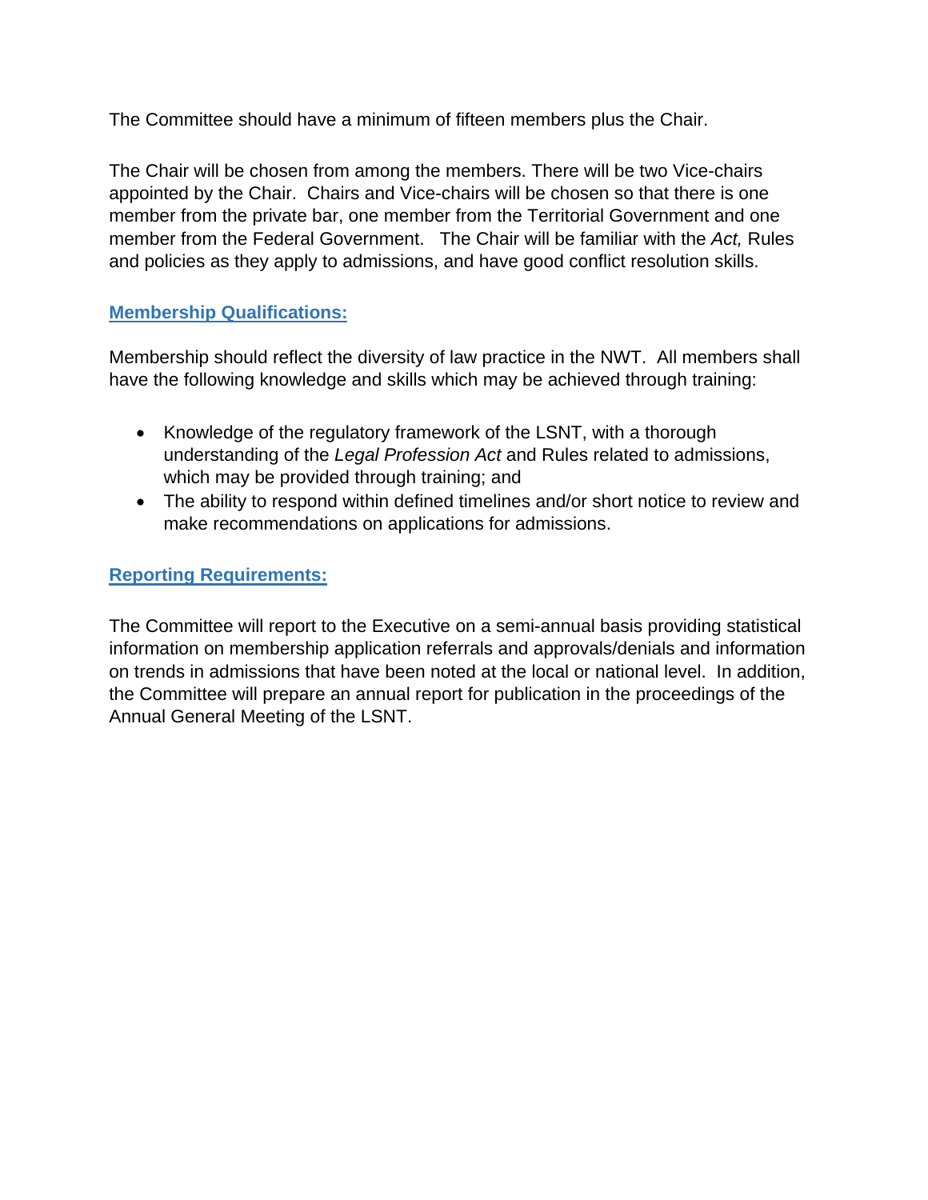The Committee should have a minimum of fifteen members plus the Chair.

The Chair will be chosen from among the members. There will be two Vice-chairs appointed by the Chair. Chairs and Vice-chairs will be chosen so that there is one member from the private bar, one member from the Territorial Government and one member from the Federal Government. The Chair will be familiar with the *Act,* Rules and policies as they apply to admissions, and have good conflict resolution skills.

## Membership Qualifications:

Membership should reflect the diversity of law practice in the NWT. All members shall have the following knowledge and skills which may be achieved through training:

- Knowledge of the regulatory framework of the LSNT, with a thorough understanding of the *Legal Profession Act* and Rules related to admissions, which may be provided through training; and
- The ability to respond within defined timelines and/or short notice to review and make recommendations on applications for admissions.

## Reporting Requirements:

The Committee will report to the Executive on a semi-annual basis providing statistical information on membership application referrals and approvals/denials and information on trends in admissions that have been noted at the local or national level. In addition, the Committee will prepare an annual report for publication in the proceedings of the Annual General Meeting of the LSNT.